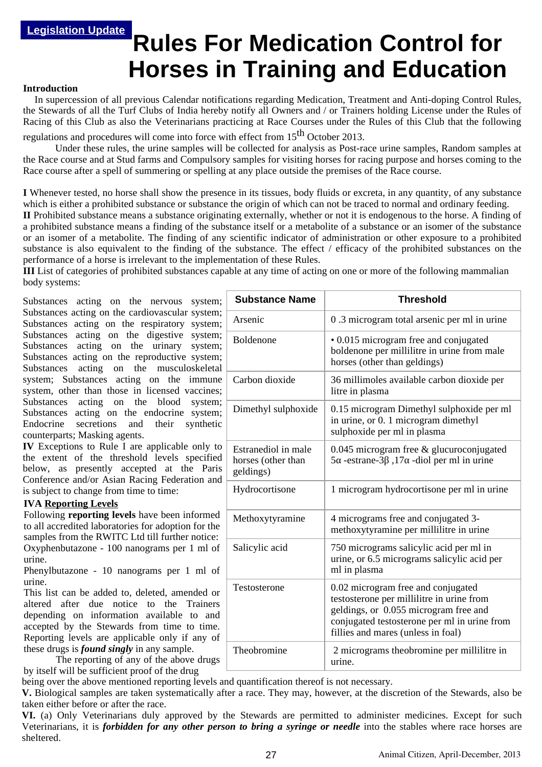**Legislation Update**

# Rules For Medication Control for Horses in Training and Education

**Introduction**

In supercession of all previous Calendar notifications regarding Medication, Treatment and Anti-doping Control Rules, the Stewards of all the Turf Clubs of India hereby notify all Owners and / or Trainers holding License under the Rules of Racing of this Club as also the Veterinarians practicing at Race Courses under the Rules of this Club that the following regulations and procedures will come into force with effect from 15th October 2013.

Under these rules, the urine samples will be collected for analysis as Post-race urine samples, Random samples at the Race course and at Stud farms and Compulsory samples for visiting horses for racing purpose and horses coming to the Race course after a spell of summering or spelling at any place outside the premises of the Race course.

**I** Whenever tested, no horse shall show the presence in its tissues, body fluids or excreta, in any quantity, of any substance which is either a prohibited substance or substance the origin of which can not be traced to normal and ordinary feeding.

**II** Prohibited substance means a substance originating externally, whether or not it is endogenous to the horse. A finding of a prohibited substance means a finding of the substance itself or a metabolite of a substance or an isomer of the substance or an isomer of a metabolite. The finding of any scientific indicator of administration or other exposure to a prohibited substance is also equivalent to the finding of the substance. The effect / efficacy of the prohibited substances on the performance of a horse is irrelevant to the implementation of these Rules.

**III** List of categories of prohibited substances capable at any time of acting on one or more of the following mammalian body systems:

Substances acting on the nervous system; Substances acting on the cardiovascular system; Substances acting on the respiratory system; Substances acting on the digestive system; Substances acting on the urinary system; Substances acting on the reproductive system; Substances acting on the musculoskeletal system; Substances acting on the immune system, other than those in licensed vaccines; Substances acting on the blood system; Substances acting on the endocrine system; Endocrine secretions and their synthetic counterparts; Masking agents.

**IV** Exceptions to Rule I are applicable only to the extent of the threshold levels specified below, as presently accepted at the Paris Conference and/or Asian Racing Federation and is subject to change from time to time:

| Substance Name | Threshold |
|---|---|
| Arsenic | 0 .3 microgram total arsenic per ml in urine |
| Boldenone | • 0.015 microgram free and conjugated boldenone per millilitre in urine from male horses (other than geldings) |
| Carbon dioxide | 36 millimoles available carbon dioxide per litre in plasma |
| Dimethyl sulphoxide | 0.15 microgram Dimethyl sulphoxide per ml in urine, or 0. 1 microgram dimethyl sulphoxide per ml in plasma |
| Estranediol in male horses (other than geldings) | 0.045 microgram free & glucuroconjugated 5α -estrane-3β ,17α -diol per ml in urine |
| Hydrocortisone | 1 microgram hydrocortisone per ml in urine |
| Methoxytyramine | 4 micrograms free and conjugated 3-methoxytyramine per millilitre in urine |
| Salicylic acid | 750 micrograms salicylic acid per ml in urine, or 6.5 micrograms salicylic acid per ml in plasma |
| Testosterone | 0.02 microgram free and conjugated testosterone per millilitre in urine from geldings, or 0.055 microgram free and conjugated testosterone per ml in urine from fillies and mares (unless in foal) |
| Theobromine | 2 micrograms theobromine per millilitre in urine. |

**IVA Reporting Levels**

Following **reporting levels** have been informed to all accredited laboratories for adoption for the samples from the RWITC Ltd till further notice:

Oxyphenbutazone - 100 nanograms per 1 ml of urine.

Phenylbutazone - 10 nanograms per 1 ml of urine.

This list can be added to, deleted, amended or altered after due notice to the Trainers depending on information available to and accepted by the Stewards from time to time. Reporting levels are applicable only if any of these drugs is ***found singly*** in any sample.

The reporting of any of the above drugs by itself will be sufficient proof of the drug being over the above mentioned reporting levels and quantification thereof is not necessary.

**V.** Biological samples are taken systematically after a race. They may, however, at the discretion of the Stewards, also be taken either before or after the race.

**VI.** (a) Only Veterinarians duly approved by the Stewards are permitted to administer medicines. Except for such Veterinarians, it is ***forbidden for any other person to bring a syringe or needle*** into the stables where race horses are sheltered.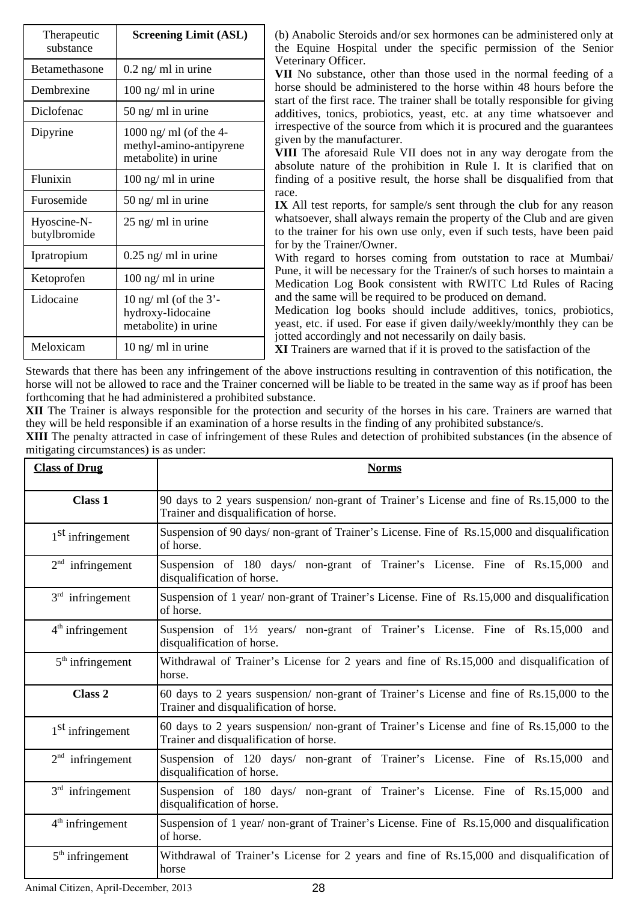| Therapeutic substance | Screening Limit (ASL) |
|---|---|
| Betamethasone | 0.2 ng/ ml in urine |
| Dembrexine | 100 ng/ ml in urine |
| Diclofenac | 50 ng/ ml in urine |
| Dipyrine | 1000 ng/ ml (of the 4-methyl-amino-antipyrene metabolite) in urine |
| Flunixin | 100 ng/ ml in urine |
| Furosemide | 50 ng/ ml in urine |
| Hyoscine-N-butylbromide | 25 ng/ ml in urine |
| Ipratropium | 0.25 ng/ ml in urine |
| Ketoprofen | 100 ng/ ml in urine |
| Lidocaine | 10 ng/ ml (of the 3'-hydroxy-lidocaine metabolite) in urine |
| Meloxicam | 10 ng/ ml in urine |

(b) Anabolic Steroids and/or sex hormones can be administered only at the Equine Hospital under the specific permission of the Senior Veterinary Officer.

**VII** No substance, other than those used in the normal feeding of a horse should be administered to the horse within 48 hours before the start of the first race. The trainer shall be totally responsible for giving additives, tonics, probiotics, yeast, etc. at any time whatsoever and irrespective of the source from which it is procured and the guarantees given by the manufacturer.

**VIII** The aforesaid Rule VII does not in any way derogate from the absolute nature of the prohibition in Rule I. It is clarified that on finding of a positive result, the horse shall be disqualified from that race.

**IX** All test reports, for sample/s sent through the club for any reason whatsoever, shall always remain the property of the Club and are given to the trainer for his own use only, even if such tests, have been paid for by the Trainer/Owner.

With regard to horses coming from outstation to race at Mumbai/ Pune, it will be necessary for the Trainer/s of such horses to maintain a Medication Log Book consistent with RWITC Ltd Rules of Racing and the same will be required to be produced on demand.

Medication log books should include additives, tonics, probiotics, yeast, etc. if used. For ease if given daily/weekly/monthly they can be jotted accordingly and not necessarily on daily basis.

**XI** Trainers are warned that if it is proved to the satisfaction of the Stewards that there has been any infringement of the above instructions resulting in contravention of this notification, the horse will not be allowed to race and the Trainer concerned will be liable to be treated in the same way as if proof has been forthcoming that he had administered a prohibited substance.

**XII** The Trainer is always responsible for the protection and security of the horses in his care. Trainers are warned that they will be held responsible if an examination of a horse results in the finding of any prohibited substance/s.

**XIII** The penalty attracted in case of infringement of these Rules and detection of prohibited substances (in the absence of mitigating circumstances) is as under:

| Class of Drug | Norms |
|---|---|
| **Class 1** | 90 days to 2 years suspension/ non-grant of Trainer's License and fine of Rs.15,000 to the Trainer and disqualification of horse. |
| 1st infringement | Suspension of 90 days/ non-grant of Trainer's License. Fine of Rs.15,000 and disqualification of horse. |
| 2nd infringement | Suspension of 180 days/ non-grant of Trainer's License. Fine of Rs.15,000 and disqualification of horse. |
| 3rd infringement | Suspension of 1 year/ non-grant of Trainer's License. Fine of Rs.15,000 and disqualification of horse. |
| 4th infringement | Suspension of 1½ years/ non-grant of Trainer's License. Fine of Rs.15,000 and disqualification of horse. |
| 5th infringement | Withdrawal of Trainer's License for 2 years and fine of Rs.15,000 and disqualification of horse. |
| **Class 2** | 60 days to 2 years suspension/ non-grant of Trainer's License and fine of Rs.15,000 to the Trainer and disqualification of horse. |
| 1st infringement | 60 days to 2 years suspension/ non-grant of Trainer's License and fine of Rs.15,000 to the Trainer and disqualification of horse. |
| 2nd infringement | Suspension of 120 days/ non-grant of Trainer's License. Fine of Rs.15,000 and disqualification of horse. |
| 3rd infringement | Suspension of 180 days/ non-grant of Trainer's License. Fine of Rs.15,000 and disqualification of horse. |
| 4th infringement | Suspension of 1 year/ non-grant of Trainer's License. Fine of Rs.15,000 and disqualification of horse. |
| 5th infringement | Withdrawal of Trainer's License for 2 years and fine of Rs.15,000 and disqualification of horse |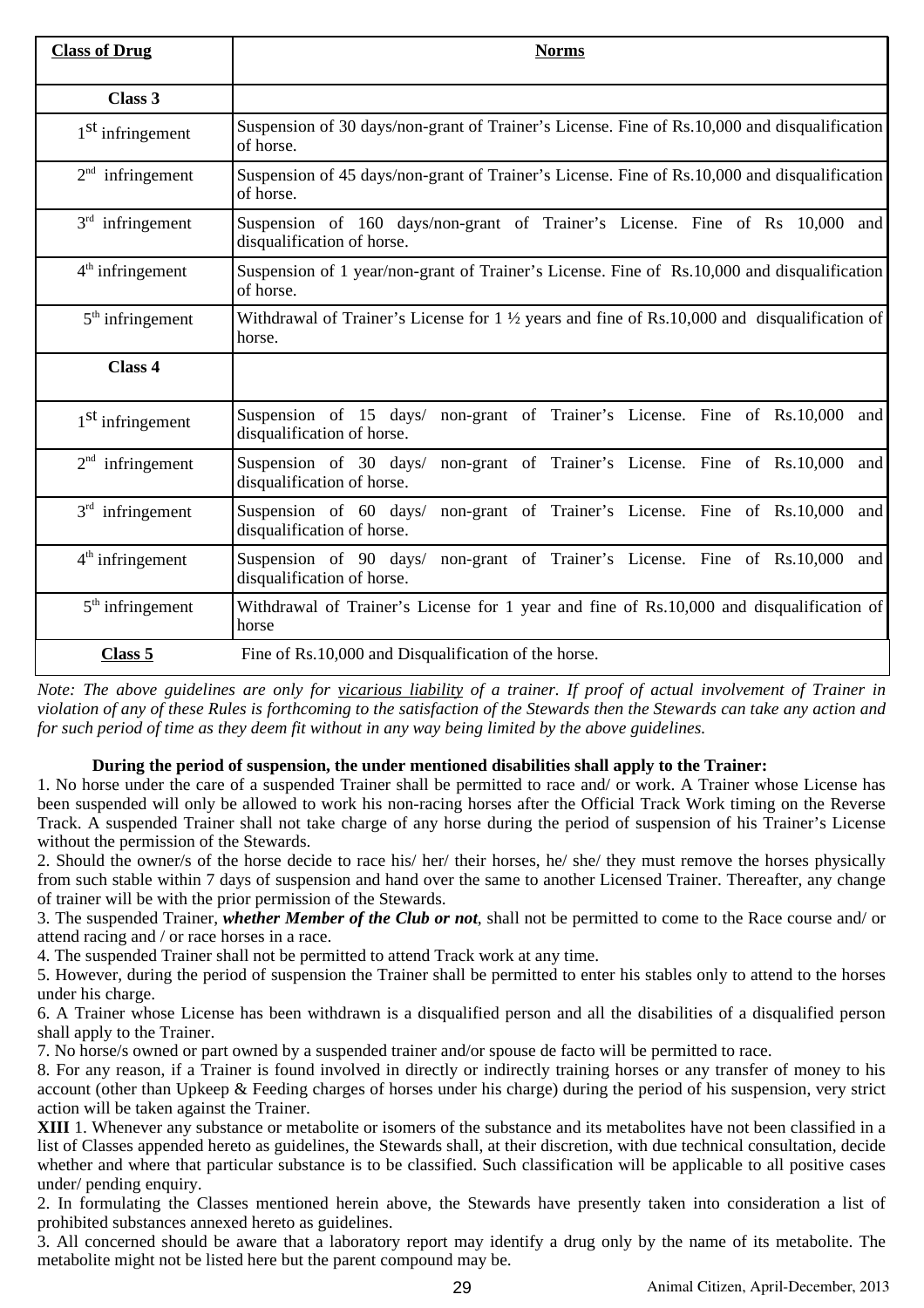| **Class of Drug** | **Norms** |
|---|---|
| **Class 3** | |
| 1st infringement | Suspension of 30 days/non-grant of Trainer's License. Fine of Rs.10,000 and disqualification of horse. |
| 2nd infringement | Suspension of 45 days/non-grant of Trainer's License. Fine of Rs.10,000 and disqualification of horse. |
| 3rd infringement | Suspension of 160 days/non-grant of Trainer's License. Fine of Rs 10,000 and disqualification of horse. |
| 4th infringement | Suspension of 1 year/non-grant of Trainer's License. Fine of Rs.10,000 and disqualification of horse. |
| 5th infringement | Withdrawal of Trainer's License for 1 ½ years and fine of Rs.10,000 and disqualification of horse. |
| **Class 4** | |
| 1st infringement | Suspension of 15 days/ non-grant of Trainer's License. Fine of Rs.10,000 and disqualification of horse. |
| 2nd infringement | Suspension of 30 days/ non-grant of Trainer's License. Fine of Rs.10,000 and disqualification of horse. |
| 3rd infringement | Suspension of 60 days/ non-grant of Trainer's License. Fine of Rs.10,000 and disqualification of horse. |
| 4th infringement | Suspension of 90 days/ non-grant of Trainer's License. Fine of Rs.10,000 and disqualification of horse. |
| 5th infringement | Withdrawal of Trainer's License for 1 year and fine of Rs.10,000 and disqualification of horse |
| **Class 5** | Fine of Rs.10,000 and Disqualification of the horse. |

*Note: The above guidelines are only for vicarious liability of a trainer. If proof of actual involvement of Trainer in violation of any of these Rules is forthcoming to the satisfaction of the Stewards then the Stewards can take any action and for such period of time as they deem fit without in any way being limited by the above guidelines.*

**During the period of suspension, the under mentioned disabilities shall apply to the Trainer:**

1. No horse under the care of a suspended Trainer shall be permitted to race and/ or work. A Trainer whose License has been suspended will only be allowed to work his non-racing horses after the Official Track Work timing on the Reverse Track. A suspended Trainer shall not take charge of any horse during the period of suspension of his Trainer's License without the permission of the Stewards.
2. Should the owner/s of the horse decide to race his/ her/ their horses, he/ she/ they must remove the horses physically from such stable within 7 days of suspension and hand over the same to another Licensed Trainer. Thereafter, any change of trainer will be with the prior permission of the Stewards.
3. The suspended Trainer, ***whether Member of the Club or not***, shall not be permitted to come to the Race course and/ or attend racing and / or race horses in a race.
4. The suspended Trainer shall not be permitted to attend Track work at any time.
5. However, during the period of suspension the Trainer shall be permitted to enter his stables only to attend to the horses under his charge.
6. A Trainer whose License has been withdrawn is a disqualified person and all the disabilities of a disqualified person shall apply to the Trainer.
7. No horse/s owned or part owned by a suspended trainer and/or spouse de facto will be permitted to race.
8. For any reason, if a Trainer is found involved in directly or indirectly training horses or any transfer of money to his account (other than Upkeep & Feeding charges of horses under his charge) during the period of his suspension, very strict action will be taken against the Trainer.

**XIII** 1. Whenever any substance or metabolite or isomers of the substance and its metabolites have not been classified in a list of Classes appended hereto as guidelines, the Stewards shall, at their discretion, with due technical consultation, decide whether and where that particular substance is to be classified. Such classification will be applicable to all positive cases under/ pending enquiry.

2. In formulating the Classes mentioned herein above, the Stewards have presently taken into consideration a list of prohibited substances annexed hereto as guidelines.

3. All concerned should be aware that a laboratory report may identify a drug only by the name of its metabolite. The metabolite might not be listed here but the parent compound may be.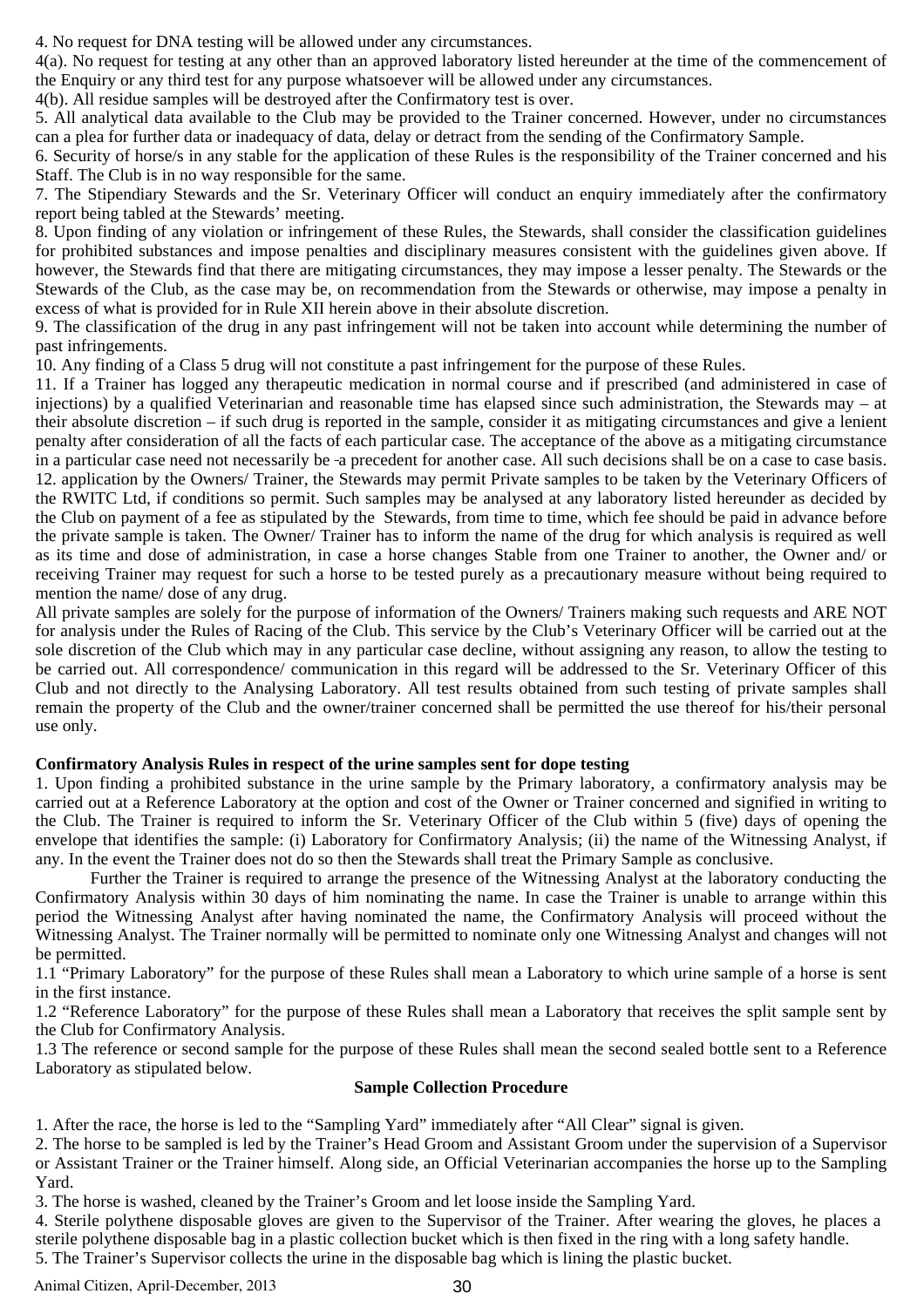4. No request for DNA testing will be allowed under any circumstances.

4(a). No request for testing at any other than an approved laboratory listed hereunder at the time of the commencement of the Enquiry or any third test for any purpose whatsoever will be allowed under any circumstances.

4(b). All residue samples will be destroyed after the Confirmatory test is over.

5. All analytical data available to the Club may be provided to the Trainer concerned. However, under no circumstances can a plea for further data or inadequacy of data, delay or detract from the sending of the Confirmatory Sample.

6. Security of horse/s in any stable for the application of these Rules is the responsibility of the Trainer concerned and his Staff. The Club is in no way responsible for the same.

7. The Stipendiary Stewards and the Sr. Veterinary Officer will conduct an enquiry immediately after the confirmatory report being tabled at the Stewards' meeting.

8. Upon finding of any violation or infringement of these Rules, the Stewards, shall consider the classification guidelines for prohibited substances and impose penalties and disciplinary measures consistent with the guidelines given above. If however, the Stewards find that there are mitigating circumstances, they may impose a lesser penalty. The Stewards or the Stewards of the Club, as the case may be, on recommendation from the Stewards or otherwise, may impose a penalty in excess of what is provided for in Rule XII herein above in their absolute discretion.

9. The classification of the drug in any past infringement will not be taken into account while determining the number of past infringements.

10. Any finding of a Class 5 drug will not constitute a past infringement for the purpose of these Rules.

11. If a Trainer has logged any therapeutic medication in normal course and if prescribed (and administered in case of injections) by a qualified Veterinarian and reasonable time has elapsed since such administration, the Stewards may – at their absolute discretion – if such drug is reported in the sample, consider it as mitigating circumstances and give a lenient penalty after consideration of all the facts of each particular case. The acceptance of the above as a mitigating circumstance in a particular case need not necessarily be a precedent for another case. All such decisions shall be on a case to case basis.

12. application by the Owners/ Trainer, the Stewards may permit Private samples to be taken by the Veterinary Officers of the RWITC Ltd, if conditions so permit. Such samples may be analysed at any laboratory listed hereunder as decided by the Club on payment of a fee as stipulated by the Stewards, from time to time, which fee should be paid in advance before the private sample is taken. The Owner/ Trainer has to inform the name of the drug for which analysis is required as well as its time and dose of administration, in case a horse changes Stable from one Trainer to another, the Owner and/ or receiving Trainer may request for such a horse to be tested purely as a precautionary measure without being required to mention the name/ dose of any drug.

All private samples are solely for the purpose of information of the Owners/ Trainers making such requests and ARE NOT for analysis under the Rules of Racing of the Club. This service by the Club's Veterinary Officer will be carried out at the sole discretion of the Club which may in any particular case decline, without assigning any reason, to allow the testing to be carried out. All correspondence/ communication in this regard will be addressed to the Sr. Veterinary Officer of this Club and not directly to the Analysing Laboratory. All test results obtained from such testing of private samples shall remain the property of the Club and the owner/trainer concerned shall be permitted the use thereof for his/their personal use only.

**Confirmatory Analysis Rules in respect of the urine samples sent for dope testing**

1. Upon finding a prohibited substance in the urine sample by the Primary laboratory, a confirmatory analysis may be carried out at a Reference Laboratory at the option and cost of the Owner or Trainer concerned and signified in writing to the Club. The Trainer is required to inform the Sr. Veterinary Officer of the Club within 5 (five) days of opening the envelope that identifies the sample: (i) Laboratory for Confirmatory Analysis; (ii) the name of the Witnessing Analyst, if any. In the event the Trainer does not do so then the Stewards shall treat the Primary Sample as conclusive.

Further the Trainer is required to arrange the presence of the Witnessing Analyst at the laboratory conducting the Confirmatory Analysis within 30 days of him nominating the name. In case the Trainer is unable to arrange within this period the Witnessing Analyst after having nominated the name, the Confirmatory Analysis will proceed without the Witnessing Analyst. The Trainer normally will be permitted to nominate only one Witnessing Analyst and changes will not be permitted.

1.1 "Primary Laboratory" for the purpose of these Rules shall mean a Laboratory to which urine sample of a horse is sent in the first instance.

1.2 "Reference Laboratory" for the purpose of these Rules shall mean a Laboratory that receives the split sample sent by the Club for Confirmatory Analysis.

1.3 The reference or second sample for the purpose of these Rules shall mean the second sealed bottle sent to a Reference Laboratory as stipulated below.

**Sample Collection Procedure**

1. After the race, the horse is led to the "Sampling Yard" immediately after "All Clear" signal is given.

2. The horse to be sampled is led by the Trainer's Head Groom and Assistant Groom under the supervision of a Supervisor or Assistant Trainer or the Trainer himself. Along side, an Official Veterinarian accompanies the horse up to the Sampling Yard.

3. The horse is washed, cleaned by the Trainer's Groom and let loose inside the Sampling Yard.

4. Sterile polythene disposable gloves are given to the Supervisor of the Trainer. After wearing the gloves, he places a sterile polythene disposable bag in a plastic collection bucket which is then fixed in the ring with a long safety handle.

5. The Trainer's Supervisor collects the urine in the disposable bag which is lining the plastic bucket.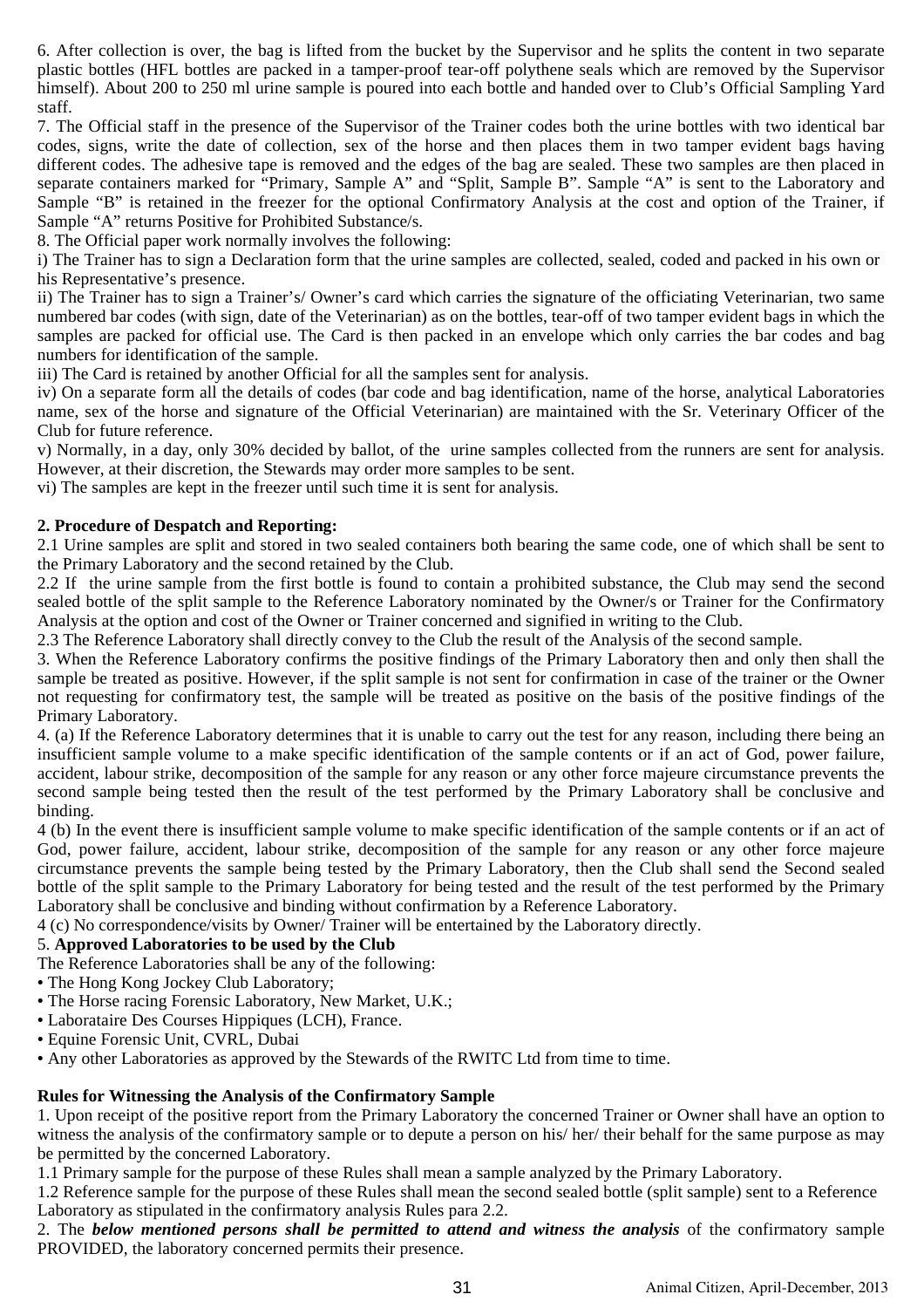6. After collection is over, the bag is lifted from the bucket by the Supervisor and he splits the content in two separate plastic bottles (HFL bottles are packed in a tamper-proof tear-off polythene seals which are removed by the Supervisor himself). About 200 to 250 ml urine sample is poured into each bottle and handed over to Club's Official Sampling Yard staff.

7. The Official staff in the presence of the Supervisor of the Trainer codes both the urine bottles with two identical bar codes, signs, write the date of collection, sex of the horse and then places them in two tamper evident bags having different codes. The adhesive tape is removed and the edges of the bag are sealed. These two samples are then placed in separate containers marked for "Primary, Sample A" and "Split, Sample B". Sample "A" is sent to the Laboratory and Sample "B" is retained in the freezer for the optional Confirmatory Analysis at the cost and option of the Trainer, if Sample "A" returns Positive for Prohibited Substance/s.

8. The Official paper work normally involves the following:

i) The Trainer has to sign a Declaration form that the urine samples are collected, sealed, coded and packed in his own or his Representative's presence.

ii) The Trainer has to sign a Trainer's/ Owner's card which carries the signature of the officiating Veterinarian, two same numbered bar codes (with sign, date of the Veterinarian) as on the bottles, tear-off of two tamper evident bags in which the samples are packed for official use. The Card is then packed in an envelope which only carries the bar codes and bag numbers for identification of the sample.

iii) The Card is retained by another Official for all the samples sent for analysis.

iv) On a separate form all the details of codes (bar code and bag identification, name of the horse, analytical Laboratories name, sex of the horse and signature of the Official Veterinarian) are maintained with the Sr. Veterinary Officer of the Club for future reference.

v) Normally, in a day, only 30% decided by ballot, of the urine samples collected from the runners are sent for analysis. However, at their discretion, the Stewards may order more samples to be sent.

vi) The samples are kept in the freezer until such time it is sent for analysis.

**2. Procedure of Despatch and Reporting:**

2.1 Urine samples are split and stored in two sealed containers both bearing the same code, one of which shall be sent to the Primary Laboratory and the second retained by the Club.

2.2 If the urine sample from the first bottle is found to contain a prohibited substance, the Club may send the second sealed bottle of the split sample to the Reference Laboratory nominated by the Owner/s or Trainer for the Confirmatory Analysis at the option and cost of the Owner or Trainer concerned and signified in writing to the Club.

2.3 The Reference Laboratory shall directly convey to the Club the result of the Analysis of the second sample.

3. When the Reference Laboratory confirms the positive findings of the Primary Laboratory then and only then shall the sample be treated as positive. However, if the split sample is not sent for confirmation in case of the trainer or the Owner not requesting for confirmatory test, the sample will be treated as positive on the basis of the positive findings of the Primary Laboratory.

4. (a) If the Reference Laboratory determines that it is unable to carry out the test for any reason, including there being an insufficient sample volume to a make specific identification of the sample contents or if an act of God, power failure, accident, labour strike, decomposition of the sample for any reason or any other force majeure circumstance prevents the second sample being tested then the result of the test performed by the Primary Laboratory shall be conclusive and binding.

4 (b) In the event there is insufficient sample volume to make specific identification of the sample contents or if an act of God, power failure, accident, labour strike, decomposition of the sample for any reason or any other force majeure circumstance prevents the sample being tested by the Primary Laboratory, then the Club shall send the Second sealed bottle of the split sample to the Primary Laboratory for being tested and the result of the test performed by the Primary Laboratory shall be conclusive and binding without confirmation by a Reference Laboratory.

4 (c) No correspondence/visits by Owner/ Trainer will be entertained by the Laboratory directly.

5. **Approved Laboratories to be used by the Club**

The Reference Laboratories shall be any of the following:

- The Hong Kong Jockey Club Laboratory;
- The Horse racing Forensic Laboratory, New Market, U.K.;
- Laborataire Des Courses Hippiques (LCH), France.
- Equine Forensic Unit, CVRL, Dubai
- Any other Laboratories as approved by the Stewards of the RWITC Ltd from time to time.

**Rules for Witnessing the Analysis of the Confirmatory Sample**

1. Upon receipt of the positive report from the Primary Laboratory the concerned Trainer or Owner shall have an option to witness the analysis of the confirmatory sample or to depute a person on his/ her/ their behalf for the same purpose as may be permitted by the concerned Laboratory.

1.1 Primary sample for the purpose of these Rules shall mean a sample analyzed by the Primary Laboratory.

1.2 Reference sample for the purpose of these Rules shall mean the second sealed bottle (split sample) sent to a Reference Laboratory as stipulated in the confirmatory analysis Rules para 2.2.

2. The ***below mentioned persons shall be permitted to attend and witness the analysis*** of the confirmatory sample PROVIDED, the laboratory concerned permits their presence.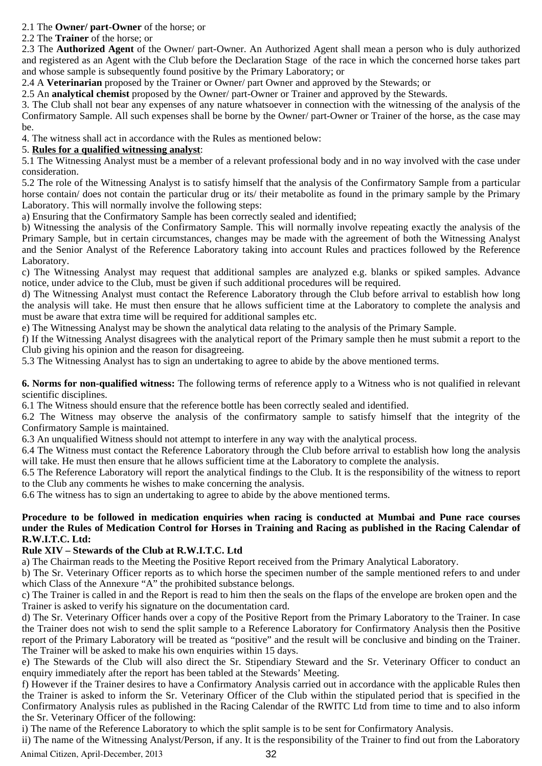2.1 The **Owner/ part-Owner** of the horse; or

2.2 The **Trainer** of the horse; or

2.3 The **Authorized Agent** of the Owner/ part-Owner. An Authorized Agent shall mean a person who is duly authorized and registered as an Agent with the Club before the Declaration Stage of the race in which the concerned horse takes part and whose sample is subsequently found positive by the Primary Laboratory; or

2.4 A **Veterinarian** proposed by the Trainer or Owner/ part Owner and approved by the Stewards; or

2.5 An **analytical chemist** proposed by the Owner/ part-Owner or Trainer and approved by the Stewards.

3. The Club shall not bear any expenses of any nature whatsoever in connection with the witnessing of the analysis of the Confirmatory Sample. All such expenses shall be borne by the Owner/ part-Owner or Trainer of the horse, as the case may be.

4. The witness shall act in accordance with the Rules as mentioned below:

5. **Rules for a qualified witnessing analyst**:

5.1 The Witnessing Analyst must be a member of a relevant professional body and in no way involved with the case under consideration.

5.2 The role of the Witnessing Analyst is to satisfy himself that the analysis of the Confirmatory Sample from a particular horse contain/ does not contain the particular drug or its/ their metabolite as found in the primary sample by the Primary Laboratory. This will normally involve the following steps:

a) Ensuring that the Confirmatory Sample has been correctly sealed and identified;

b) Witnessing the analysis of the Confirmatory Sample. This will normally involve repeating exactly the analysis of the Primary Sample, but in certain circumstances, changes may be made with the agreement of both the Witnessing Analyst and the Senior Analyst of the Reference Laboratory taking into account Rules and practices followed by the Reference Laboratory.

c) The Witnessing Analyst may request that additional samples are analyzed e.g. blanks or spiked samples. Advance notice, under advice to the Club, must be given if such additional procedures will be required.

d) The Witnessing Analyst must contact the Reference Laboratory through the Club before arrival to establish how long the analysis will take. He must then ensure that he allows sufficient time at the Laboratory to complete the analysis and must be aware that extra time will be required for additional samples etc.

e) The Witnessing Analyst may be shown the analytical data relating to the analysis of the Primary Sample.

f) If the Witnessing Analyst disagrees with the analytical report of the Primary sample then he must submit a report to the Club giving his opinion and the reason for disagreeing.

5.3 The Witnessing Analyst has to sign an undertaking to agree to abide by the above mentioned terms.

**6. Norms for non-qualified witness:** The following terms of reference apply to a Witness who is not qualified in relevant scientific disciplines.

6.1 The Witness should ensure that the reference bottle has been correctly sealed and identified.

6.2 The Witness may observe the analysis of the confirmatory sample to satisfy himself that the integrity of the Confirmatory Sample is maintained.

6.3 An unqualified Witness should not attempt to interfere in any way with the analytical process.

6.4 The Witness must contact the Reference Laboratory through the Club before arrival to establish how long the analysis will take. He must then ensure that he allows sufficient time at the Laboratory to complete the analysis.

6.5 The Reference Laboratory will report the analytical findings to the Club. It is the responsibility of the witness to report to the Club any comments he wishes to make concerning the analysis.

6.6 The witness has to sign an undertaking to agree to abide by the above mentioned terms.

**Procedure to be followed in medication enquiries when racing is conducted at Mumbai and Pune race courses under the Rules of Medication Control for Horses in Training and Racing as published in the Racing Calendar of R.W.I.T.C. Ltd:**

**Rule XIV – Stewards of the Club at R.W.I.T.C. Ltd**

a) The Chairman reads to the Meeting the Positive Report received from the Primary Analytical Laboratory.

b) The Sr. Veterinary Officer reports as to which horse the specimen number of the sample mentioned refers to and under which Class of the Annexure "A" the prohibited substance belongs.

c) The Trainer is called in and the Report is read to him then the seals on the flaps of the envelope are broken open and the Trainer is asked to verify his signature on the documentation card.

d) The Sr. Veterinary Officer hands over a copy of the Positive Report from the Primary Laboratory to the Trainer. In case the Trainer does not wish to send the split sample to a Reference Laboratory for Confirmatory Analysis then the Positive report of the Primary Laboratory will be treated as "positive" and the result will be conclusive and binding on the Trainer. The Trainer will be asked to make his own enquiries within 15 days.

e) The Stewards of the Club will also direct the Sr. Stipendiary Steward and the Sr. Veterinary Officer to conduct an enquiry immediately after the report has been tabled at the Stewards' Meeting.

f) However if the Trainer desires to have a Confirmatory Analysis carried out in accordance with the applicable Rules then the Trainer is asked to inform the Sr. Veterinary Officer of the Club within the stipulated period that is specified in the Confirmatory Analysis rules as published in the Racing Calendar of the RWITC Ltd from time to time and to also inform the Sr. Veterinary Officer of the following:

i) The name of the Reference Laboratory to which the split sample is to be sent for Confirmatory Analysis.

ii) The name of the Witnessing Analyst/Person, if any. It is the responsibility of the Trainer to find out from the Laboratory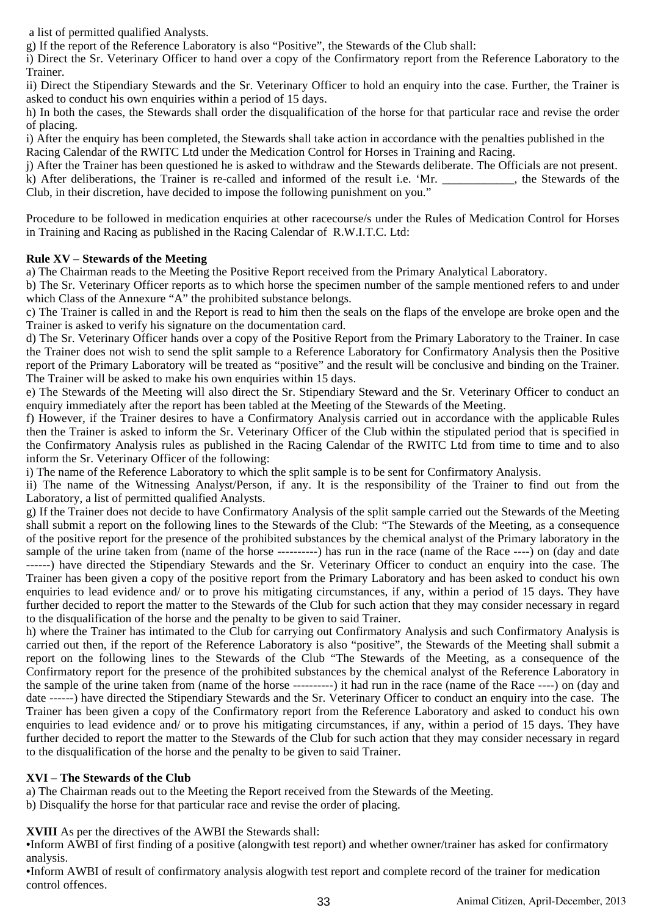a list of permitted qualified Analysts.

g) If the report of the Reference Laboratory is also "Positive", the Stewards of the Club shall:

i) Direct the Sr. Veterinary Officer to hand over a copy of the Confirmatory report from the Reference Laboratory to the Trainer.

ii) Direct the Stipendiary Stewards and the Sr. Veterinary Officer to hold an enquiry into the case. Further, the Trainer is asked to conduct his own enquiries within a period of 15 days.

h) In both the cases, the Stewards shall order the disqualification of the horse for that particular race and revise the order of placing.

i) After the enquiry has been completed, the Stewards shall take action in accordance with the penalties published in the Racing Calendar of the RWITC Ltd under the Medication Control for Horses in Training and Racing.

j) After the Trainer has been questioned he is asked to withdraw and the Stewards deliberate. The Officials are not present.

k) After deliberations, the Trainer is re-called and informed of the result i.e. 'Mr. ____________, the Stewards of the Club, in their discretion, have decided to impose the following punishment on you."

Procedure to be followed in medication enquiries at other racecourse/s under the Rules of Medication Control for Horses in Training and Racing as published in the Racing Calendar of R.W.I.T.C. Ltd:

**Rule XV – Stewards of the Meeting**

a) The Chairman reads to the Meeting the Positive Report received from the Primary Analytical Laboratory.

b) The Sr. Veterinary Officer reports as to which horse the specimen number of the sample mentioned refers to and under which Class of the Annexure "A" the prohibited substance belongs.

c) The Trainer is called in and the Report is read to him then the seals on the flaps of the envelope are broke open and the Trainer is asked to verify his signature on the documentation card.

d) The Sr. Veterinary Officer hands over a copy of the Positive Report from the Primary Laboratory to the Trainer. In case the Trainer does not wish to send the split sample to a Reference Laboratory for Confirmatory Analysis then the Positive report of the Primary Laboratory will be treated as "positive" and the result will be conclusive and binding on the Trainer. The Trainer will be asked to make his own enquiries within 15 days.

e) The Stewards of the Meeting will also direct the Sr. Stipendiary Steward and the Sr. Veterinary Officer to conduct an enquiry immediately after the report has been tabled at the Meeting of the Stewards of the Meeting.

f) However, if the Trainer desires to have a Confirmatory Analysis carried out in accordance with the applicable Rules then the Trainer is asked to inform the Sr. Veterinary Officer of the Club within the stipulated period that is specified in the Confirmatory Analysis rules as published in the Racing Calendar of the RWITC Ltd from time to time and to also inform the Sr. Veterinary Officer of the following:

i) The name of the Reference Laboratory to which the split sample is to be sent for Confirmatory Analysis.

ii) The name of the Witnessing Analyst/Person, if any. It is the responsibility of the Trainer to find out from the Laboratory, a list of permitted qualified Analysts.

g) If the Trainer does not decide to have Confirmatory Analysis of the split sample carried out the Stewards of the Meeting shall submit a report on the following lines to the Stewards of the Club: "The Stewards of the Meeting, as a consequence of the positive report for the presence of the prohibited substances by the chemical analyst of the Primary laboratory in the sample of the urine taken from (name of the horse ----------) has run in the race (name of the Race ----) on (day and date ------) have directed the Stipendiary Stewards and the Sr. Veterinary Officer to conduct an enquiry into the case. The Trainer has been given a copy of the positive report from the Primary Laboratory and has been asked to conduct his own enquiries to lead evidence and/ or to prove his mitigating circumstances, if any, within a period of 15 days. They have further decided to report the matter to the Stewards of the Club for such action that they may consider necessary in regard to the disqualification of the horse and the penalty to be given to said Trainer.

h) where the Trainer has intimated to the Club for carrying out Confirmatory Analysis and such Confirmatory Analysis is carried out then, if the report of the Reference Laboratory is also "positive", the Stewards of the Meeting shall submit a report on the following lines to the Stewards of the Club "The Stewards of the Meeting, as a consequence of the Confirmatory report for the presence of the prohibited substances by the chemical analyst of the Reference Laboratory in the sample of the urine taken from (name of the horse ----------) it had run in the race (name of the Race ----) on (day and date ------) have directed the Stipendiary Stewards and the Sr. Veterinary Officer to conduct an enquiry into the case. The Trainer has been given a copy of the Confirmatory report from the Reference Laboratory and asked to conduct his own enquiries to lead evidence and/ or to prove his mitigating circumstances, if any, within a period of 15 days. They have further decided to report the matter to the Stewards of the Club for such action that they may consider necessary in regard to the disqualification of the horse and the penalty to be given to said Trainer.

**XVI – The Stewards of the Club**

a) The Chairman reads out to the Meeting the Report received from the Stewards of the Meeting.

b) Disqualify the horse for that particular race and revise the order of placing.

**XVIII** As per the directives of the AWBI the Stewards shall:

- Inform AWBI of first finding of a positive (alongwith test report) and whether owner/trainer has asked for confirmatory analysis.
- Inform AWBI of result of confirmatory analysis alogwith test report and complete record of the trainer for medication control offences.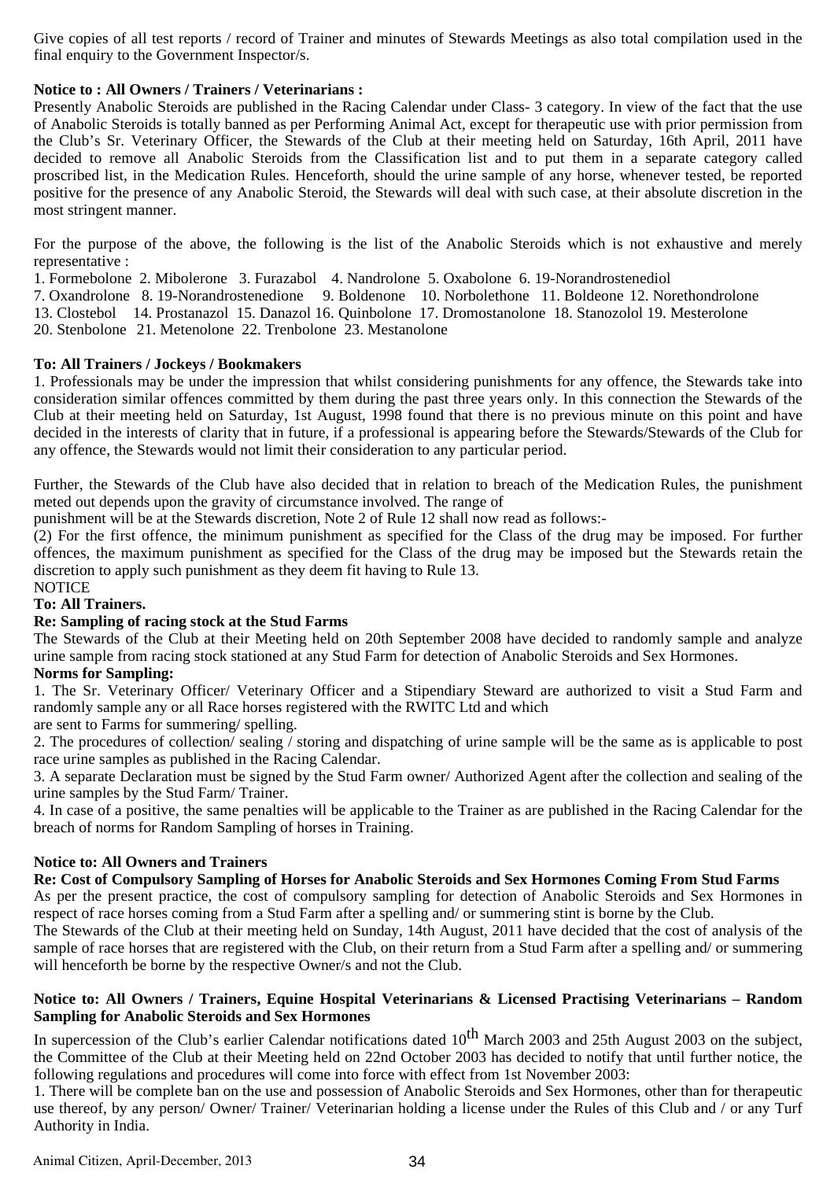Give copies of all test reports / record of Trainer and minutes of Stewards Meetings as also total compilation used in the final enquiry to the Government Inspector/s.

**Notice to : All Owners / Trainers / Veterinarians :**

Presently Anabolic Steroids are published in the Racing Calendar under Class- 3 category. In view of the fact that the use of Anabolic Steroids is totally banned as per Performing Animal Act, except for therapeutic use with prior permission from the Club's Sr. Veterinary Officer, the Stewards of the Club at their meeting held on Saturday, 16th April, 2011 have decided to remove all Anabolic Steroids from the Classification list and to put them in a separate category called proscribed list, in the Medication Rules. Henceforth, should the urine sample of any horse, whenever tested, be reported positive for the presence of any Anabolic Steroid, the Stewards will deal with such case, at their absolute discretion in the most stringent manner.

For the purpose of the above, the following is the list of the Anabolic Steroids which is not exhaustive and merely representative :

1. Formebolone 2. Mibolerone 3. Furazabol 4. Nandrolone 5. Oxabolone 6. 19-Norandrostenediol
7. Oxandrolone 8. 19-Norandrostenedione 9. Boldenone 10. Norbolethone 11. Boldeone 12. Norethondrolone
13. Clostebol 14. Prostanazol 15. Danazol 16. Quinbolone 17. Dromostanolone 18. Stanozolol 19. Mesterolone
20. Stenbolone 21. Metenolone 22. Trenbolone 23. Mestanolone

**To: All Trainers / Jockeys / Bookmakers**

1. Professionals may be under the impression that whilst considering punishments for any offence, the Stewards take into consideration similar offences committed by them during the past three years only. In this connection the Stewards of the Club at their meeting held on Saturday, 1st August, 1998 found that there is no previous minute on this point and have decided in the interests of clarity that in future, if a professional is appearing before the Stewards/Stewards of the Club for any offence, the Stewards would not limit their consideration to any particular period.

Further, the Stewards of the Club have also decided that in relation to breach of the Medication Rules, the punishment meted out depends upon the gravity of circumstance involved. The range of punishment will be at the Stewards discretion, Note 2 of Rule 12 shall now read as follows:-

(2) For the first offence, the minimum punishment as specified for the Class of the drug may be imposed. For further offences, the maximum punishment as specified for the Class of the drug may be imposed but the Stewards retain the discretion to apply such punishment as they deem fit having to Rule 13.

NOTICE

**To: All Trainers.**

**Re: Sampling of racing stock at the Stud Farms**

The Stewards of the Club at their Meeting held on 20th September 2008 have decided to randomly sample and analyze urine sample from racing stock stationed at any Stud Farm for detection of Anabolic Steroids and Sex Hormones.

**Norms for Sampling:**

1. The Sr. Veterinary Officer/ Veterinary Officer and a Stipendiary Steward are authorized to visit a Stud Farm and randomly sample any or all Race horses registered with the RWITC Ltd and which are sent to Farms for summering/ spelling.
2. The procedures of collection/ sealing / storing and dispatching of urine sample will be the same as is applicable to post race urine samples as published in the Racing Calendar.
3. A separate Declaration must be signed by the Stud Farm owner/ Authorized Agent after the collection and sealing of the urine samples by the Stud Farm/ Trainer.
4. In case of a positive, the same penalties will be applicable to the Trainer as are published in the Racing Calendar for the breach of norms for Random Sampling of horses in Training.

**Notice to: All Owners and Trainers**

**Re: Cost of Compulsory Sampling of Horses for Anabolic Steroids and Sex Hormones Coming From Stud Farms**

As per the present practice, the cost of compulsory sampling for detection of Anabolic Steroids and Sex Hormones in respect of race horses coming from a Stud Farm after a spelling and/ or summering stint is borne by the Club.

The Stewards of the Club at their meeting held on Sunday, 14th August, 2011 have decided that the cost of analysis of the sample of race horses that are registered with the Club, on their return from a Stud Farm after a spelling and/ or summering will henceforth be borne by the respective Owner/s and not the Club.

**Notice to: All Owners / Trainers, Equine Hospital Veterinarians & Licensed Practising Veterinarians – Random Sampling for Anabolic Steroids and Sex Hormones**

In supercession of the Club's earlier Calendar notifications dated 10th March 2003 and 25th August 2003 on the subject, the Committee of the Club at their Meeting held on 22nd October 2003 has decided to notify that until further notice, the following regulations and procedures will come into force with effect from 1st November 2003:

1. There will be complete ban on the use and possession of Anabolic Steroids and Sex Hormones, other than for therapeutic use thereof, by any person/ Owner/ Trainer/ Veterinarian holding a license under the Rules of this Club and / or any Turf Authority in India.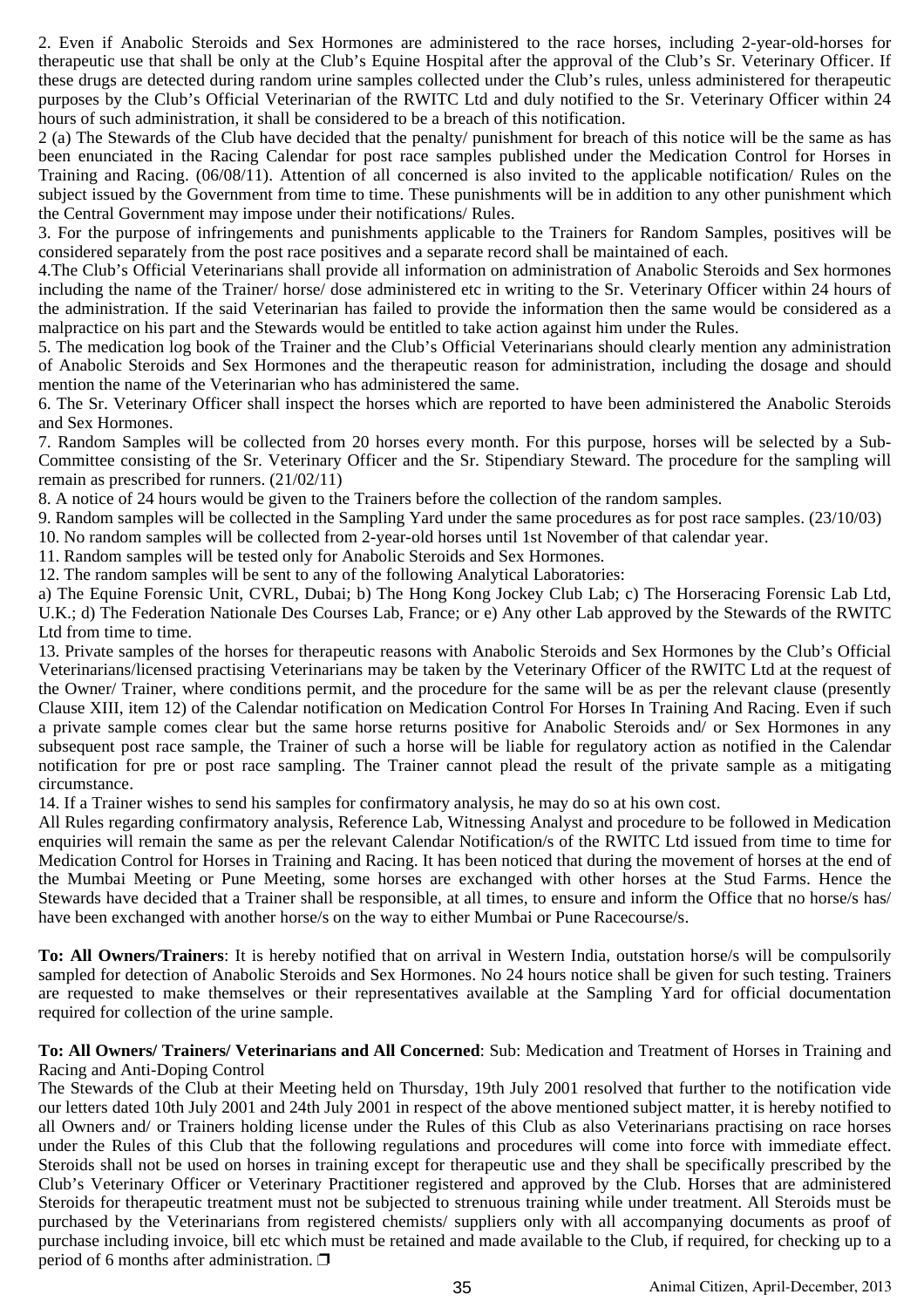2. Even if Anabolic Steroids and Sex Hormones are administered to the race horses, including 2-year-old-horses for therapeutic use that shall be only at the Club's Equine Hospital after the approval of the Club's Sr. Veterinary Officer. If these drugs are detected during random urine samples collected under the Club's rules, unless administered for therapeutic purposes by the Club's Official Veterinarian of the RWITC Ltd and duly notified to the Sr. Veterinary Officer within 24 hours of such administration, it shall be considered to be a breach of this notification.

2 (a) The Stewards of the Club have decided that the penalty/ punishment for breach of this notice will be the same as has been enunciated in the Racing Calendar for post race samples published under the Medication Control for Horses in Training and Racing. (06/08/11). Attention of all concerned is also invited to the applicable notification/ Rules on the subject issued by the Government from time to time. These punishments will be in addition to any other punishment which the Central Government may impose under their notifications/ Rules.

3. For the purpose of infringements and punishments applicable to the Trainers for Random Samples, positives will be considered separately from the post race positives and a separate record shall be maintained of each.

4.The Club's Official Veterinarians shall provide all information on administration of Anabolic Steroids and Sex hormones including the name of the Trainer/ horse/ dose administered etc in writing to the Sr. Veterinary Officer within 24 hours of the administration. If the said Veterinarian has failed to provide the information then the same would be considered as a malpractice on his part and the Stewards would be entitled to take action against him under the Rules.

5. The medication log book of the Trainer and the Club's Official Veterinarians should clearly mention any administration of Anabolic Steroids and Sex Hormones and the therapeutic reason for administration, including the dosage and should mention the name of the Veterinarian who has administered the same.

6. The Sr. Veterinary Officer shall inspect the horses which are reported to have been administered the Anabolic Steroids and Sex Hormones.

7. Random Samples will be collected from 20 horses every month. For this purpose, horses will be selected by a Sub-Committee consisting of the Sr. Veterinary Officer and the Sr. Stipendiary Steward. The procedure for the sampling will remain as prescribed for runners. (21/02/11)

8. A notice of 24 hours would be given to the Trainers before the collection of the random samples.

9. Random samples will be collected in the Sampling Yard under the same procedures as for post race samples. (23/10/03)

10. No random samples will be collected from 2-year-old horses until 1st November of that calendar year.

11. Random samples will be tested only for Anabolic Steroids and Sex Hormones.

12. The random samples will be sent to any of the following Analytical Laboratories:

a) The Equine Forensic Unit, CVRL, Dubai; b) The Hong Kong Jockey Club Lab; c) The Horseracing Forensic Lab Ltd, U.K.; d) The Federation Nationale Des Courses Lab, France; or e) Any other Lab approved by the Stewards of the RWITC Ltd from time to time.

13. Private samples of the horses for therapeutic reasons with Anabolic Steroids and Sex Hormones by the Club's Official Veterinarians/licensed practising Veterinarians may be taken by the Veterinary Officer of the RWITC Ltd at the request of the Owner/ Trainer, where conditions permit, and the procedure for the same will be as per the relevant clause (presently Clause XIII, item 12) of the Calendar notification on Medication Control For Horses In Training And Racing. Even if such a private sample comes clear but the same horse returns positive for Anabolic Steroids and/ or Sex Hormones in any subsequent post race sample, the Trainer of such a horse will be liable for regulatory action as notified in the Calendar notification for pre or post race sampling. The Trainer cannot plead the result of the private sample as a mitigating circumstance.

14. If a Trainer wishes to send his samples for confirmatory analysis, he may do so at his own cost.

All Rules regarding confirmatory analysis, Reference Lab, Witnessing Analyst and procedure to be followed in Medication enquiries will remain the same as per the relevant Calendar Notification/s of the RWITC Ltd issued from time to time for Medication Control for Horses in Training and Racing. It has been noticed that during the movement of horses at the end of the Mumbai Meeting or Pune Meeting, some horses are exchanged with other horses at the Stud Farms. Hence the Stewards have decided that a Trainer shall be responsible, at all times, to ensure and inform the Office that no horse/s has/ have been exchanged with another horse/s on the way to either Mumbai or Pune Racecourse/s.

**To: All Owners/Trainers**: It is hereby notified that on arrival in Western India, outstation horse/s will be compulsorily sampled for detection of Anabolic Steroids and Sex Hormones. No 24 hours notice shall be given for such testing. Trainers are requested to make themselves or their representatives available at the Sampling Yard for official documentation required for collection of the urine sample.

**To: All Owners/ Trainers/ Veterinarians and All Concerned**: Sub: Medication and Treatment of Horses in Training and Racing and Anti-Doping Control

The Stewards of the Club at their Meeting held on Thursday, 19th July 2001 resolved that further to the notification vide our letters dated 10th July 2001 and 24th July 2001 in respect of the above mentioned subject matter, it is hereby notified to all Owners and/ or Trainers holding license under the Rules of this Club as also Veterinarians practising on race horses under the Rules of this Club that the following regulations and procedures will come into force with immediate effect. Steroids shall not be used on horses in training except for therapeutic use and they shall be specifically prescribed by the Club's Veterinary Officer or Veterinary Practitioner registered and approved by the Club. Horses that are administered Steroids for therapeutic treatment must not be subjected to strenuous training while under treatment. All Steroids must be purchased by the Veterinarians from registered chemists/ suppliers only with all accompanying documents as proof of purchase including invoice, bill etc which must be retained and made available to the Club, if required, for checking up to a period of 6 months after administration. ❒